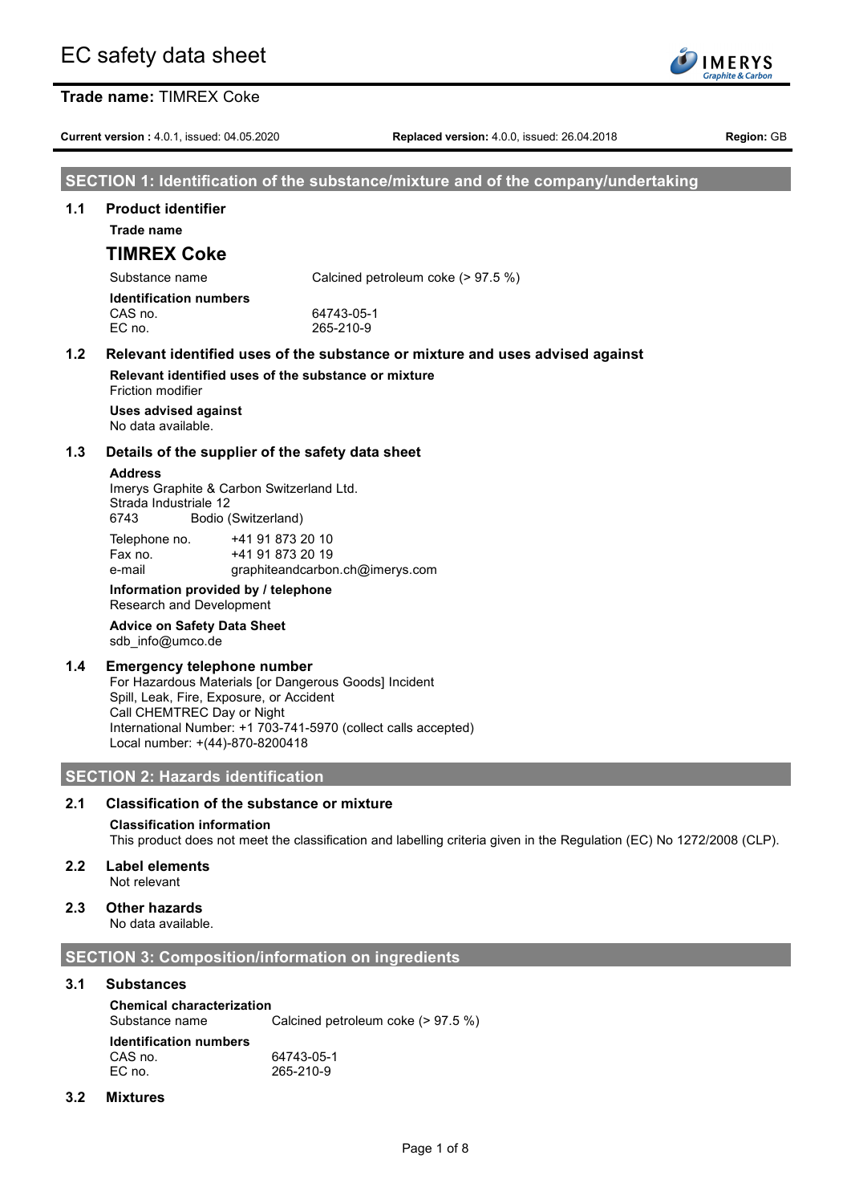# EC safety data sheet

**Trade name:** TIMREX Coke

**Current version :** 4.0.1, issued: 04.05.2020 **Replaced version:** 4.0.0, issued: 26.04.2018 **Region:** GB

## SECTION 1: Identification of the substance/mixture and of the company/undertaking

### 1.1 Product identifier

**Trade name**

**TIMREX Coke**

Substance name: Calcined petroleum coke (> 97.5 %)

**Identification numbers**

CAS no. 64743-05-1
EC no. 265-210-9

### 1.2 Relevant identified uses of the substance or mixture and uses advised against

**Relevant identified uses of the substance or mixture**
Friction modifier

**Uses advised against**
No data available.

### 1.3 Details of the supplier of the safety data sheet

**Address**
Imerys Graphite & Carbon Switzerland Ltd.
Strada Industriale 12
6743 Bodio (Switzerland)

Telephone no. +41 91 873 20 10
Fax no. +41 91 873 20 19
e-mail graphiteandcarbon.ch@imerys.com

**Information provided by / telephone**
Research and Development

**Advice on Safety Data Sheet**
sdb_info@umco.de

### 1.4 Emergency telephone number

For Hazardous Materials [or Dangerous Goods] Incident
Spill, Leak, Fire, Exposure, or Accident
Call CHEMTREC Day or Night
International Number: +1 703-741-5970 (collect calls accepted)
Local number: +(44)-870-8200418

## SECTION 2: Hazards identification

### 2.1 Classification of the substance or mixture

**Classification information**
This product does not meet the classification and labelling criteria given in the Regulation (EC) No 1272/2008 (CLP).

### 2.2 Label elements

Not relevant

### 2.3 Other hazards

No data available.

## SECTION 3: Composition/information on ingredients

### 3.1 Substances

**Chemical characterization**
Substance name: Calcined petroleum coke (> 97.5 %)

**Identification numbers**
CAS no. 64743-05-1
EC no. 265-210-9

### 3.2 Mixtures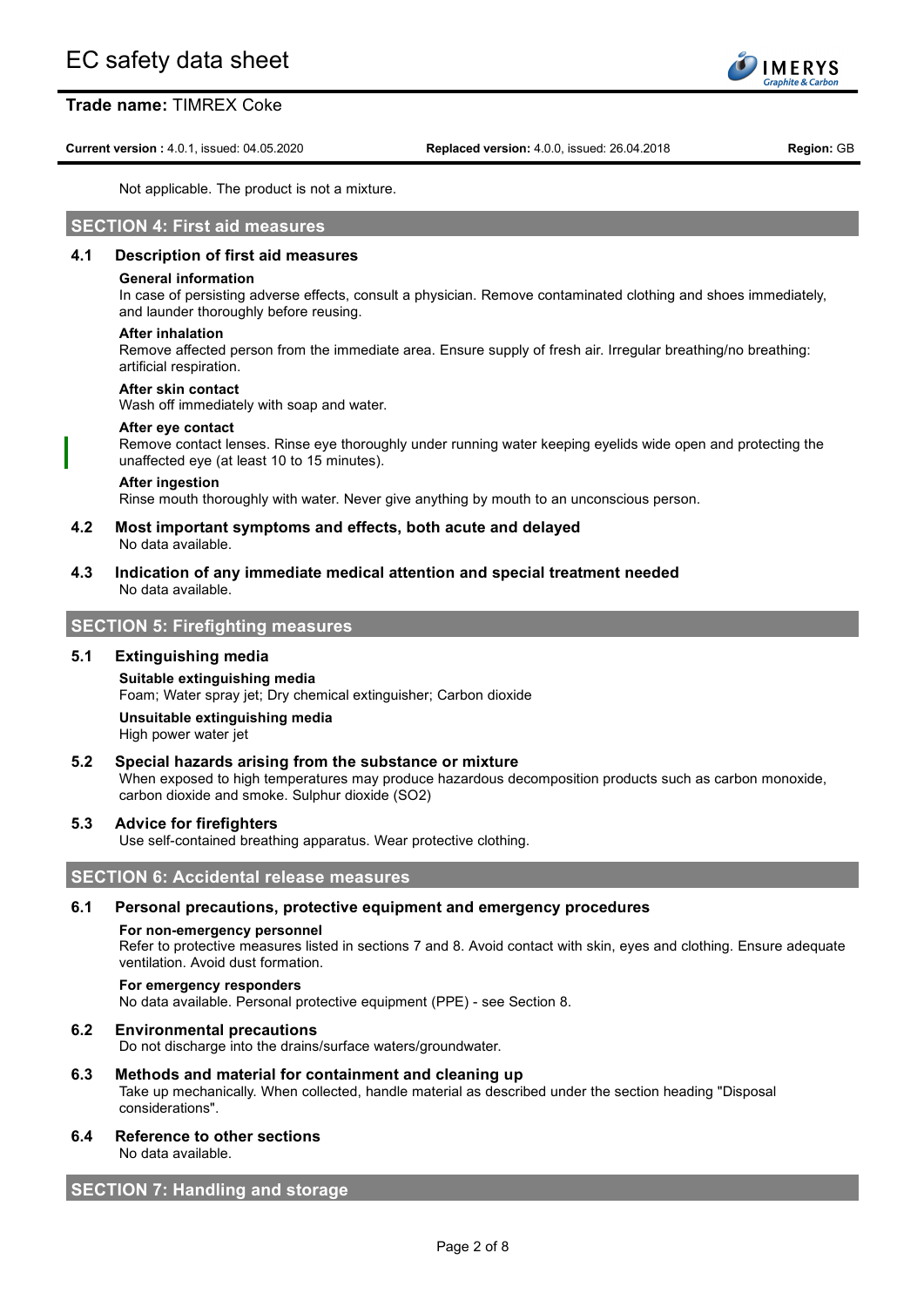Not applicable. The product is not a mixture.

## SECTION 4: First aid measures

### 4.1 Description of first aid measures

**General information**

In case of persisting adverse effects, consult a physician. Remove contaminated clothing and shoes immediately, and launder thoroughly before reusing.

**After inhalation**

Remove affected person from the immediate area. Ensure supply of fresh air. Irregular breathing/no breathing: artificial respiration.

**After skin contact**

Wash off immediately with soap and water.

**After eye contact**

Remove contact lenses. Rinse eye thoroughly under running water keeping eyelids wide open and protecting the unaffected eye (at least 10 to 15 minutes).

**After ingestion**

Rinse mouth thoroughly with water. Never give anything by mouth to an unconscious person.

### 4.2 Most important symptoms and effects, both acute and delayed

No data available.

### 4.3 Indication of any immediate medical attention and special treatment needed

No data available.

## SECTION 5: Firefighting measures

### 5.1 Extinguishing media

**Suitable extinguishing media**

Foam; Water spray jet; Dry chemical extinguisher; Carbon dioxide

**Unsuitable extinguishing media**

High power water jet

### 5.2 Special hazards arising from the substance or mixture

When exposed to high temperatures may produce hazardous decomposition products such as carbon monoxide, carbon dioxide and smoke. Sulphur dioxide ($SO_2$)

### 5.3 Advice for firefighters

Use self-contained breathing apparatus. Wear protective clothing.

## SECTION 6: Accidental release measures

### 6.1 Personal precautions, protective equipment and emergency procedures

**For non-emergency personnel**

Refer to protective measures listed in sections 7 and 8. Avoid contact with skin, eyes and clothing. Ensure adequate ventilation. Avoid dust formation.

**For emergency responders**

No data available. Personal protective equipment (PPE) - see Section 8.

### 6.2 Environmental precautions

Do not discharge into the drains/surface waters/groundwater.

### 6.3 Methods and material for containment and cleaning up

Take up mechanically. When collected, handle material as described under the section heading "Disposal considerations".

### 6.4 Reference to other sections

No data available.

## SECTION 7: Handling and storage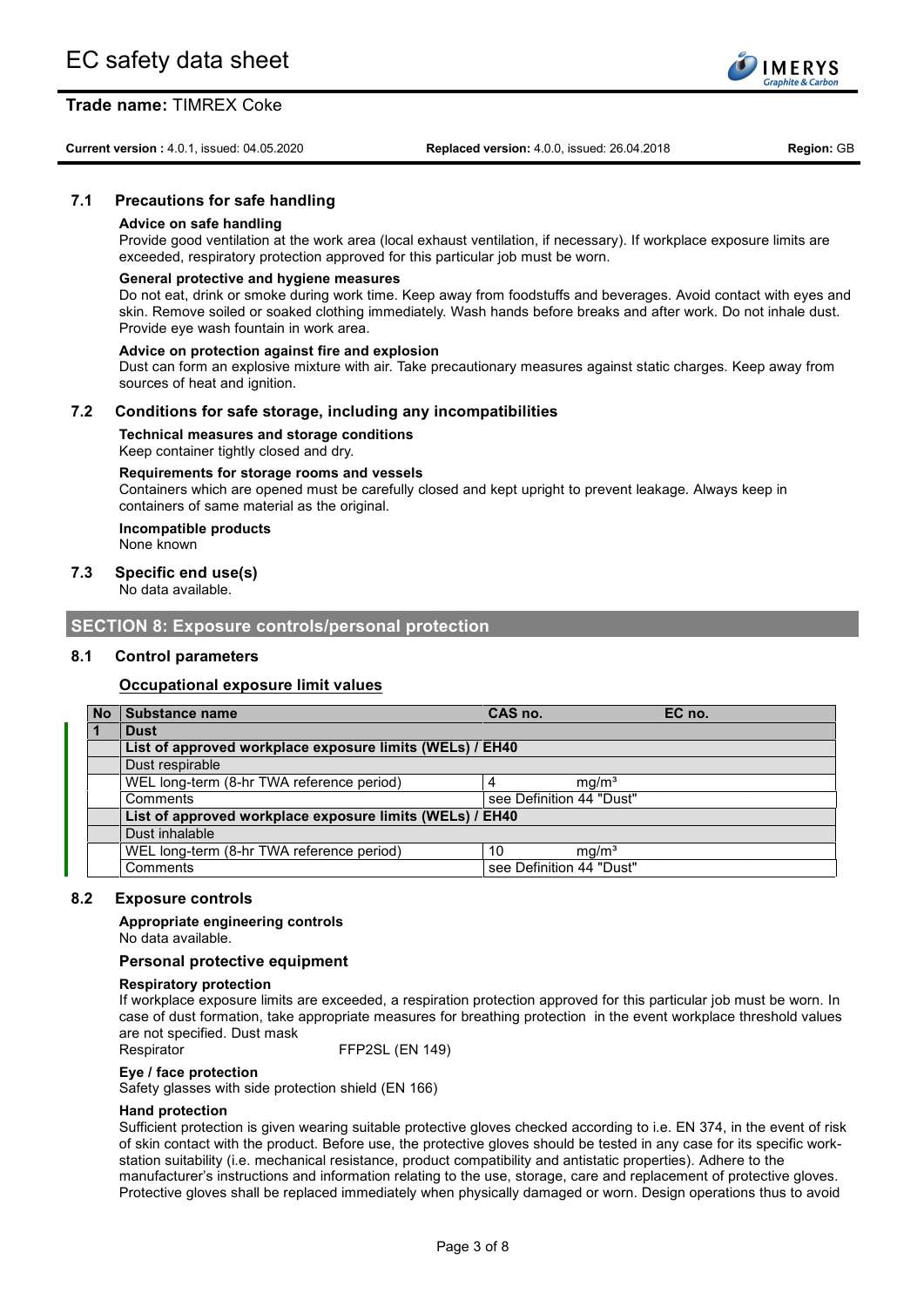## 7.1 Precautions for safe handling

**Advice on safe handling**

Provide good ventilation at the work area (local exhaust ventilation, if necessary). If workplace exposure limits are exceeded, respiratory protection approved for this particular job must be worn.

**General protective and hygiene measures**

Do not eat, drink or smoke during work time. Keep away from foodstuffs and beverages. Avoid contact with eyes and skin. Remove soiled or soaked clothing immediately. Wash hands before breaks and after work. Do not inhale dust. Provide eye wash fountain in work area.

**Advice on protection against fire and explosion**

Dust can form an explosive mixture with air. Take precautionary measures against static charges. Keep away from sources of heat and ignition.

## 7.2 Conditions for safe storage, including any incompatibilities

**Technical measures and storage conditions**

Keep container tightly closed and dry.

**Requirements for storage rooms and vessels**

Containers which are opened must be carefully closed and kept upright to prevent leakage. Always keep in containers of same material as the original.

**Incompatible products**

None known

## 7.3 Specific end use(s)

No data available.

# SECTION 8: Exposure controls/personal protection

## 8.1 Control parameters

### Occupational exposure limit values

| No | Substance name | CAS no. | EC no. |
|---|---|---|---|
| 1 | **Dust** | | |
| | **List of approved workplace exposure limits (WELs) / EH40** | | |
| | Dust respirable | | |
| | WEL long-term (8-hr TWA reference period) | 4 mg/m³ | |
| | Comments | see Definition 44 "Dust" | |
| | **List of approved workplace exposure limits (WELs) / EH40** | | |
| | Dust inhalable | | |
| | WEL long-term (8-hr TWA reference period) | 10 mg/m³ | |
| | Comments | see Definition 44 "Dust" | |

## 8.2 Exposure controls

**Appropriate engineering controls**

No data available.

### Personal protective equipment

**Respiratory protection**

If workplace exposure limits are exceeded, a respiration protection approved for this particular job must be worn. In case of dust formation, take appropriate measures for breathing protection in the event workplace threshold values are not specified. Dust mask

Respirator FFP2SL (EN 149)

**Eye / face protection**

Safety glasses with side protection shield (EN 166)

**Hand protection**

Sufficient protection is given wearing suitable protective gloves checked according to i.e. EN 374, in the event of risk of skin contact with the product. Before use, the protective gloves should be tested in any case for its specific work-station suitability (i.e. mechanical resistance, product compatibility and antistatic properties). Adhere to the manufacturer's instructions and information relating to the use, storage, care and replacement of protective gloves. Protective gloves shall be replaced immediately when physically damaged or worn. Design operations thus to avoid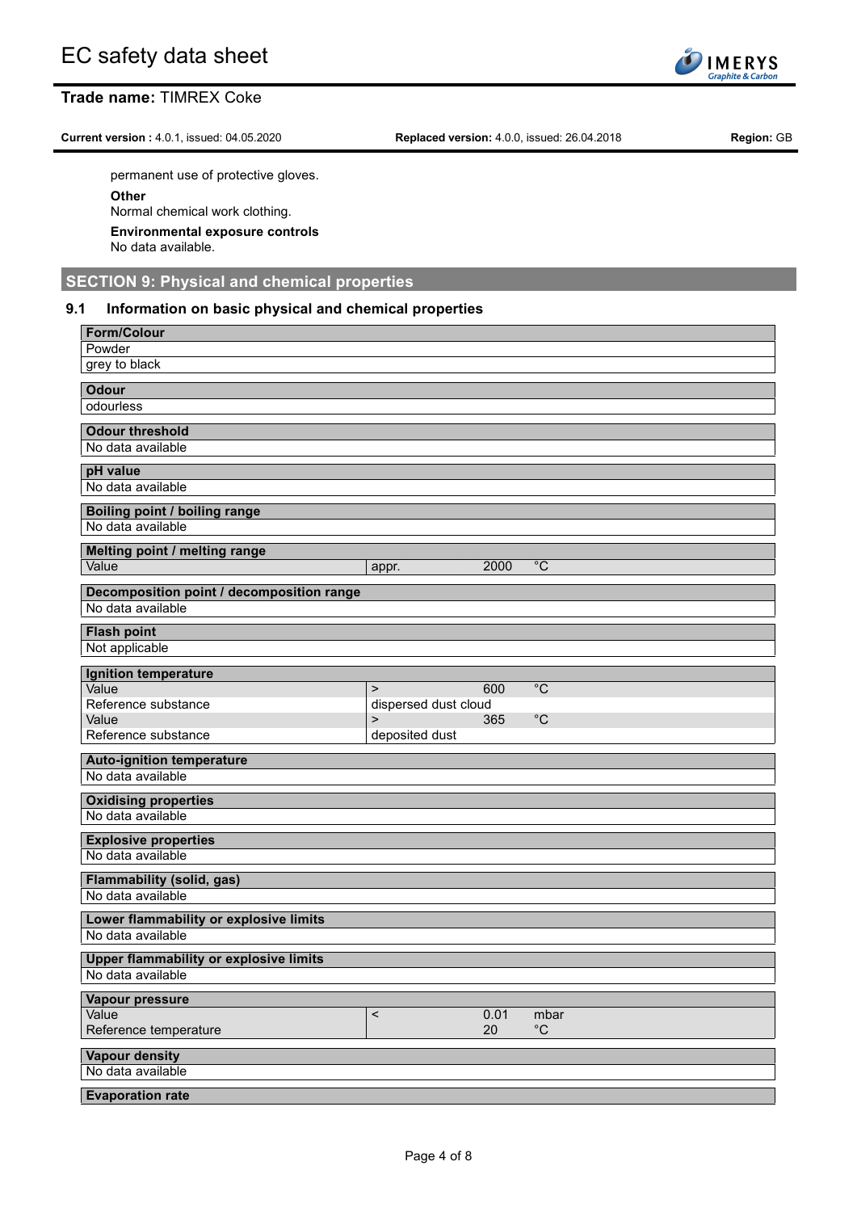permanent use of protective gloves.

**Other**

Normal chemical work clothing.

**Environmental exposure controls**

No data available.

## SECTION 9: Physical and chemical properties

### 9.1 Information on basic physical and chemical properties

| **Form/Colour** | | | |
|---|---|---|---|
| Powder | | | |
| grey to black | | | |

| **Odour** |
|---|
| odourless |

| **Odour threshold** |
|---|
| No data available |

| **pH value** |
|---|
| No data available |

| **Boiling point / boiling range** |
|---|
| No data available |

| **Melting point / melting range** | | | |
|---|---|---|---|
| Value | appr. | 2000 | °C |

| **Decomposition point / decomposition range** |
|---|
| No data available |

| **Flash point** |
|---|
| Not applicable |

| **Ignition temperature** | | | |
|---|---|---|---|
| Value | > | 600 | °C |
| Reference substance | dispersed dust cloud | | |
| Value | > | 365 | °C |
| Reference substance | deposited dust | | |

| **Auto-ignition temperature** |
|---|
| No data available |

| **Oxidising properties** |
|---|
| No data available |

| **Explosive properties** |
|---|
| No data available |

| **Flammability (solid, gas)** |
|---|
| No data available |

| **Lower flammability or explosive limits** |
|---|
| No data available |

| **Upper flammability or explosive limits** |
|---|
| No data available |

| **Vapour pressure** | | | |
|---|---|---|---|
| Value | < | 0.01 | mbar |
| Reference temperature | | 20 | °C |

| **Vapour density** |
|---|
| No data available |

| **Evaporation rate** |
|---|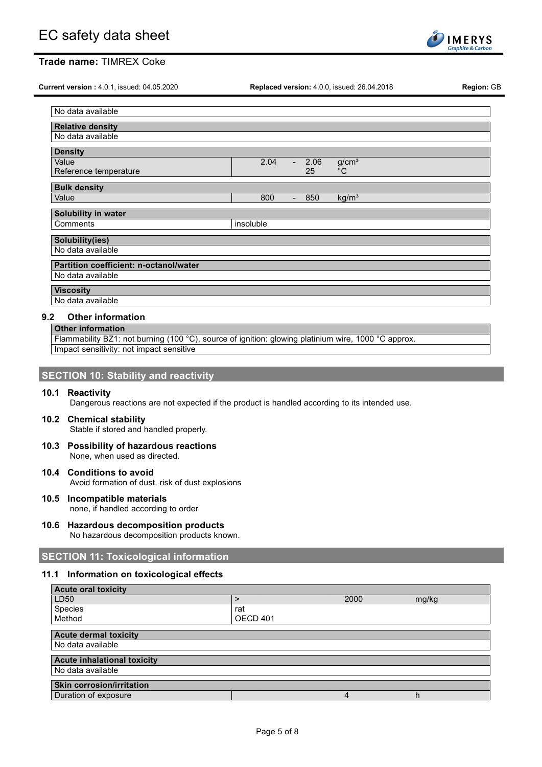| No data available |
|---|

| Relative density | | | | |
|---|---|---|---|---|
| No data available | | | | |

| Density | | | | |
|---|---|---|---|---|
| Value | 2.04 | - | 2.06 | g/cm³ |
| Reference temperature | | | 25 | °C |

| Bulk density | | | | |
|---|---|---|---|---|
| Value | 800 | - | 850 | kg/m³ |

| Solubility in water | |
|---|---|
| Comments | insoluble |

| Solubility(ies) |
|---|
| No data available |

| Partition coefficient: n-octanol/water |
|---|
| No data available |

| Viscosity |
|---|
| No data available |

### 9.2 Other information

| Other information |
|---|
| Flammability BZ1: not burning (100 °C), source of ignition: glowing platinium wire, 1000 °C approx. |
| Impact sensitivity: not impact sensitive |

## SECTION 10: Stability and reactivity

### 10.1 Reactivity

Dangerous reactions are not expected if the product is handled according to its intended use.

### 10.2 Chemical stability

Stable if stored and handled properly.

### 10.3 Possibility of hazardous reactions

None, when used as directed.

### 10.4 Conditions to avoid

Avoid formation of dust. risk of dust explosions

### 10.5 Incompatible materials

none, if handled according to order

### 10.6 Hazardous decomposition products

No hazardous decomposition products known.

## SECTION 11: Toxicological information

### 11.1 Information on toxicological effects

| Acute oral toxicity | | | |
|---|---|---|---|
| LD50 | > | 2000 | mg/kg |
| Species | rat | | |
| Method | OECD 401 | | |

| Acute dermal toxicity |
|---|
| No data available |

| Acute inhalational toxicity |
|---|
| No data available |

| Skin corrosion/irritation | | | |
|---|---|---|---|
| Duration of exposure | | 4 | h |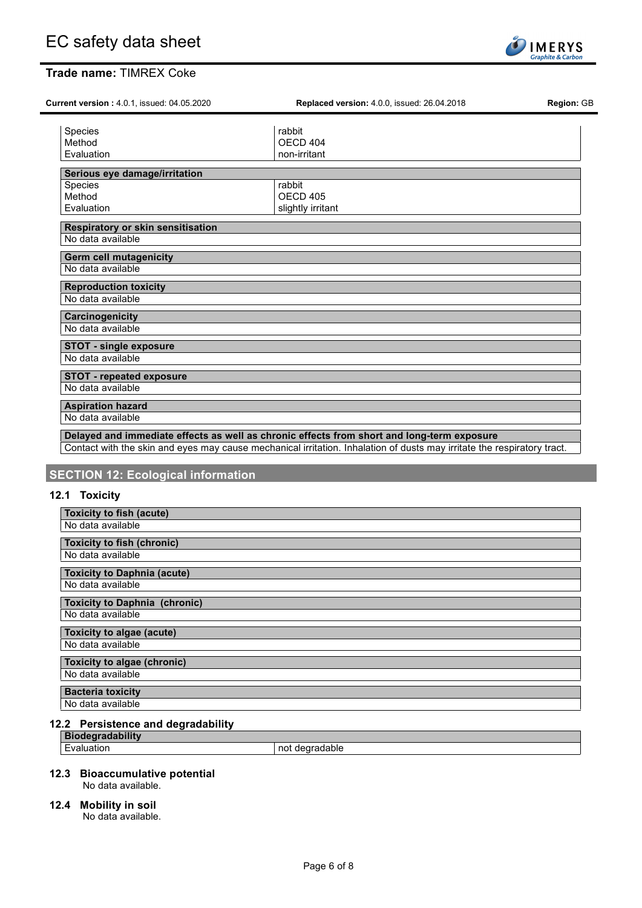| | |
|---|---|
| Species | rabbit |
| Method | OECD 404 |
| Evaluation | non-irritant |

| **Serious eye damage/irritation** | |
|---|---|
| Species | rabbit |
| Method | OECD 405 |
| Evaluation | slightly irritant |

| **Respiratory or skin sensitisation** |
|---|
| No data available |

| **Germ cell mutagenicity** |
|---|
| No data available |

| **Reproduction toxicity** |
|---|
| No data available |

| **Carcinogenicity** |
|---|
| No data available |

| **STOT - single exposure** |
|---|
| No data available |

| **STOT - repeated exposure** |
|---|
| No data available |

| **Aspiration hazard** |
|---|
| No data available |

| **Delayed and immediate effects as well as chronic effects from short and long-term exposure** |
|---|
| Contact with the skin and eyes may cause mechanical irritation. Inhalation of dusts may irritate the respiratory tract. |

## SECTION 12: Ecological information

### 12.1 Toxicity

| **Toxicity to fish (acute)** |
|---|
| No data available |

| **Toxicity to fish (chronic)** |
|---|
| No data available |

| **Toxicity to Daphnia (acute)** |
|---|
| No data available |

| **Toxicity to Daphnia (chronic)** |
|---|
| No data available |

| **Toxicity to algae (acute)** |
|---|
| No data available |

| **Toxicity to algae (chronic)** |
|---|
| No data available |

| **Bacteria toxicity** |
|---|
| No data available |

### 12.2 Persistence and degradability

| **Biodegradability** | |
|---|---|
| Evaluation | not degradable |

### 12.3 Bioaccumulative potential

No data available.

### 12.4 Mobility in soil

No data available.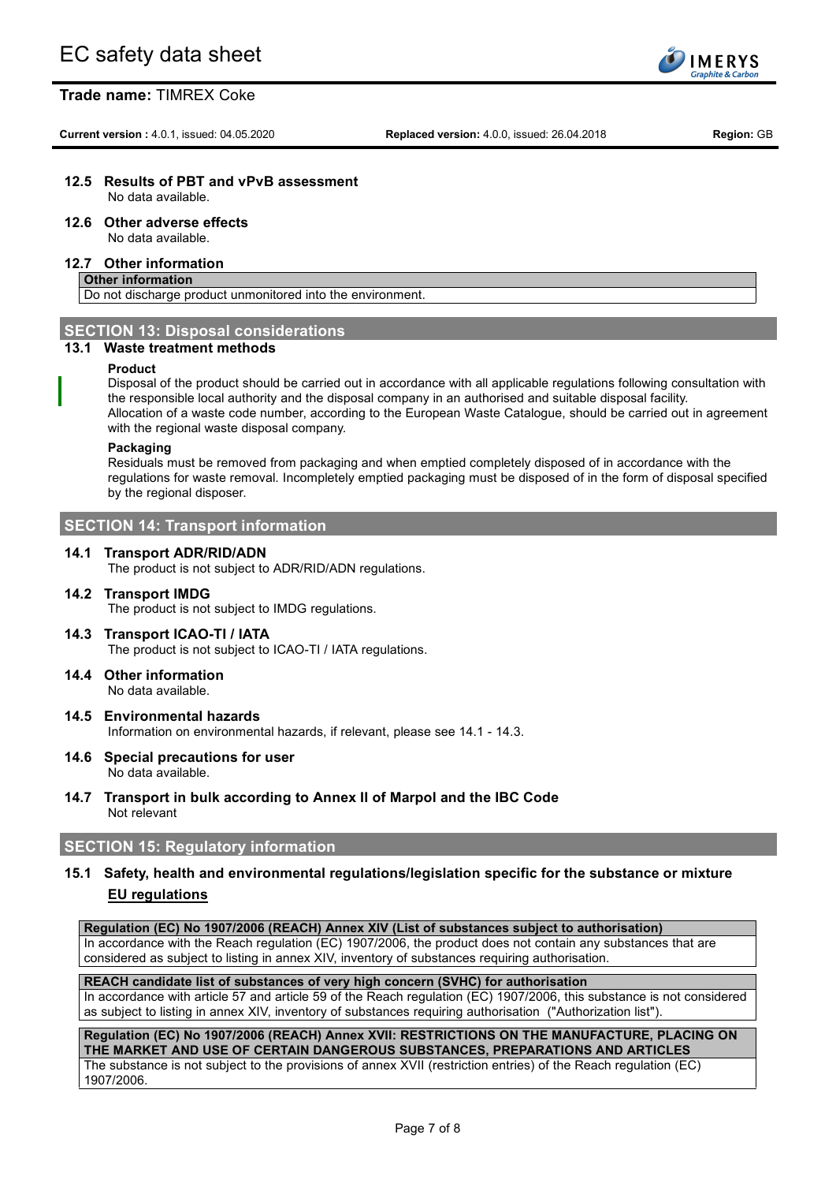### 12.5 Results of PBT and vPvB assessment

No data available.

### 12.6 Other adverse effects

No data available.

### 12.7 Other information

| Other information |
|---|
| Do not discharge product unmonitored into the environment. |

## SECTION 13: Disposal considerations

### 13.1 Waste treatment methods

**Product**

Disposal of the product should be carried out in accordance with all applicable regulations following consultation with the responsible local authority and the disposal company in an authorised and suitable disposal facility.
Allocation of a waste code number, according to the European Waste Catalogue, should be carried out in agreement with the regional waste disposal company.

**Packaging**

Residuals must be removed from packaging and when emptied completely disposed of in accordance with the regulations for waste removal. Incompletely emptied packaging must be disposed of in the form of disposal specified by the regional disposer.

## SECTION 14: Transport information

### 14.1 Transport ADR/RID/ADN

The product is not subject to ADR/RID/ADN regulations.

### 14.2 Transport IMDG

The product is not subject to IMDG regulations.

### 14.3 Transport ICAO-TI / IATA

The product is not subject to ICAO-TI / IATA regulations.

### 14.4 Other information

No data available.

### 14.5 Environmental hazards

Information on environmental hazards, if relevant, please see 14.1 - 14.3.

### 14.6 Special precautions for user

No data available.

### 14.7 Transport in bulk according to Annex II of Marpol and the IBC Code

Not relevant

## SECTION 15: Regulatory information

### 15.1 Safety, health and environmental regulations/legislation specific for the substance or mixture

**EU regulations**

| Regulation (EC) No 1907/2006 (REACH) Annex XIV (List of substances subject to authorisation) |
|---|
| In accordance with the Reach regulation (EC) 1907/2006, the product does not contain any substances that are considered as subject to listing in annex XIV, inventory of substances requiring authorisation. |

| REACH candidate list of substances of very high concern (SVHC) for authorisation |
|---|
| In accordance with article 57 and article 59 of the Reach regulation (EC) 1907/2006, this substance is not considered as subject to listing in annex XIV, inventory of substances requiring authorisation ("Authorization list"). |

| Regulation (EC) No 1907/2006 (REACH) Annex XVII: RESTRICTIONS ON THE MANUFACTURE, PLACING ON THE MARKET AND USE OF CERTAIN DANGEROUS SUBSTANCES, PREPARATIONS AND ARTICLES |
|---|
| The substance is not subject to the provisions of annex XVII (restriction entries) of the Reach regulation (EC) 1907/2006. |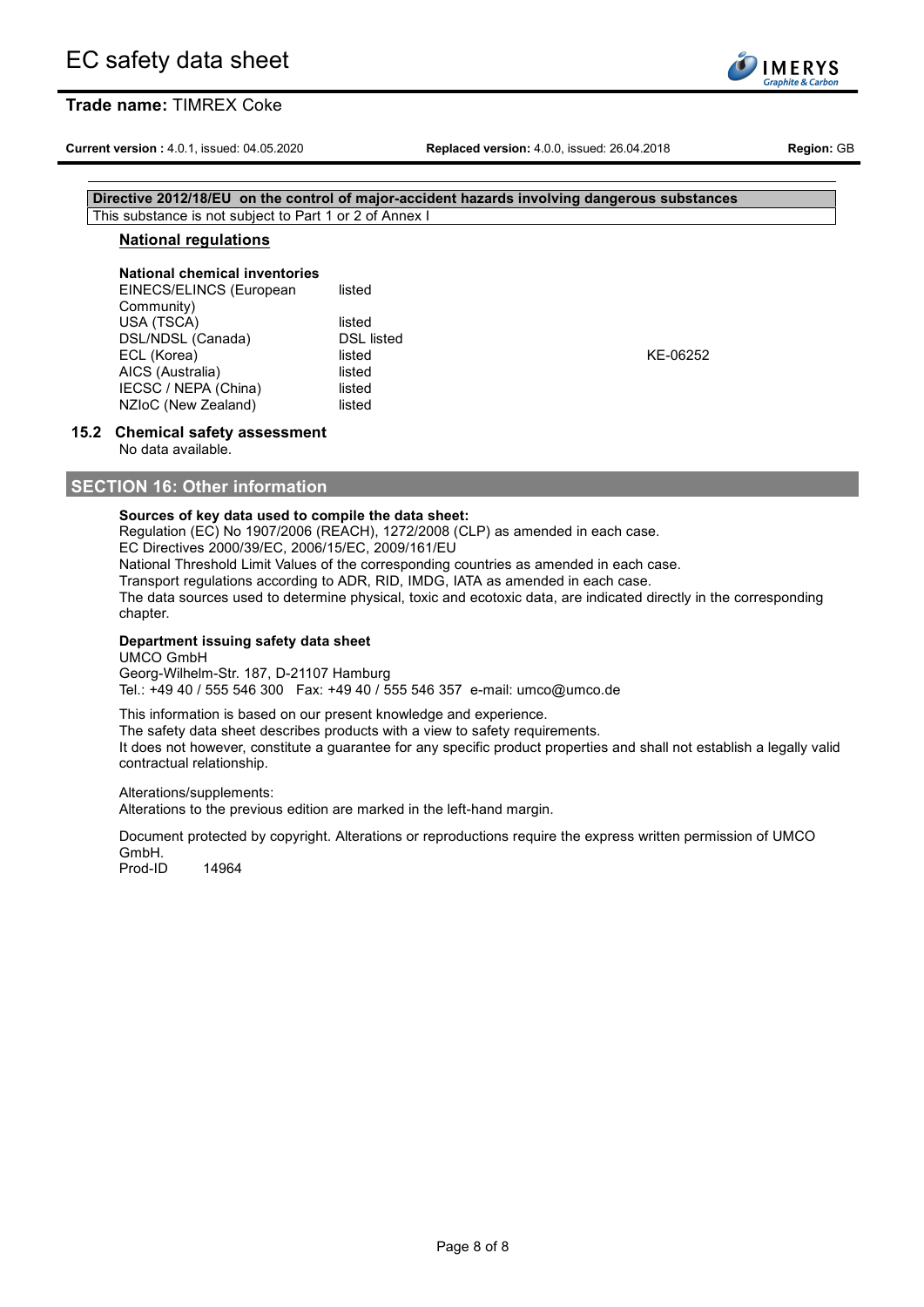| Directive 2012/18/EU on the control of major-accident hazards involving dangerous substances |
| --- |
| This substance is not subject to Part 1 or 2 of Annex I |

### National regulations

**National chemical inventories**

| | | |
| --- | --- | --- |
| EINECS/ELINCS (European Community) | listed | |
| USA (TSCA) | listed | |
| DSL/NDSL (Canada) | DSL listed | |
| ECL (Korea) | listed | KE-06252 |
| AICS (Australia) | listed | |
| IECSC / NEPA (China) | listed | |
| NZIoC (New Zealand) | listed | |

### 15.2 Chemical safety assessment

No data available.

## SECTION 16: Other information

**Sources of key data used to compile the data sheet:**

Regulation (EC) No 1907/2006 (REACH), 1272/2008 (CLP) as amended in each case.
EC Directives 2000/39/EC, 2006/15/EC, 2009/161/EU
National Threshold Limit Values of the corresponding countries as amended in each case.
Transport regulations according to ADR, RID, IMDG, IATA as amended in each case.
The data sources used to determine physical, toxic and ecotoxic data, are indicated directly in the corresponding chapter.

**Department issuing safety data sheet**

UMCO GmbH
Georg-Wilhelm-Str. 187, D-21107 Hamburg
Tel.: +49 40 / 555 546 300 Fax: +49 40 / 555 546 357 e-mail: umco@umco.de

This information is based on our present knowledge and experience.
The safety data sheet describes products with a view to safety requirements.
It does not however, constitute a guarantee for any specific product properties and shall not establish a legally valid contractual relationship.

Alterations/supplements:
Alterations to the previous edition are marked in the left-hand margin.

Document protected by copyright. Alterations or reproductions require the express written permission of UMCO GmbH.
Prod-ID 14964